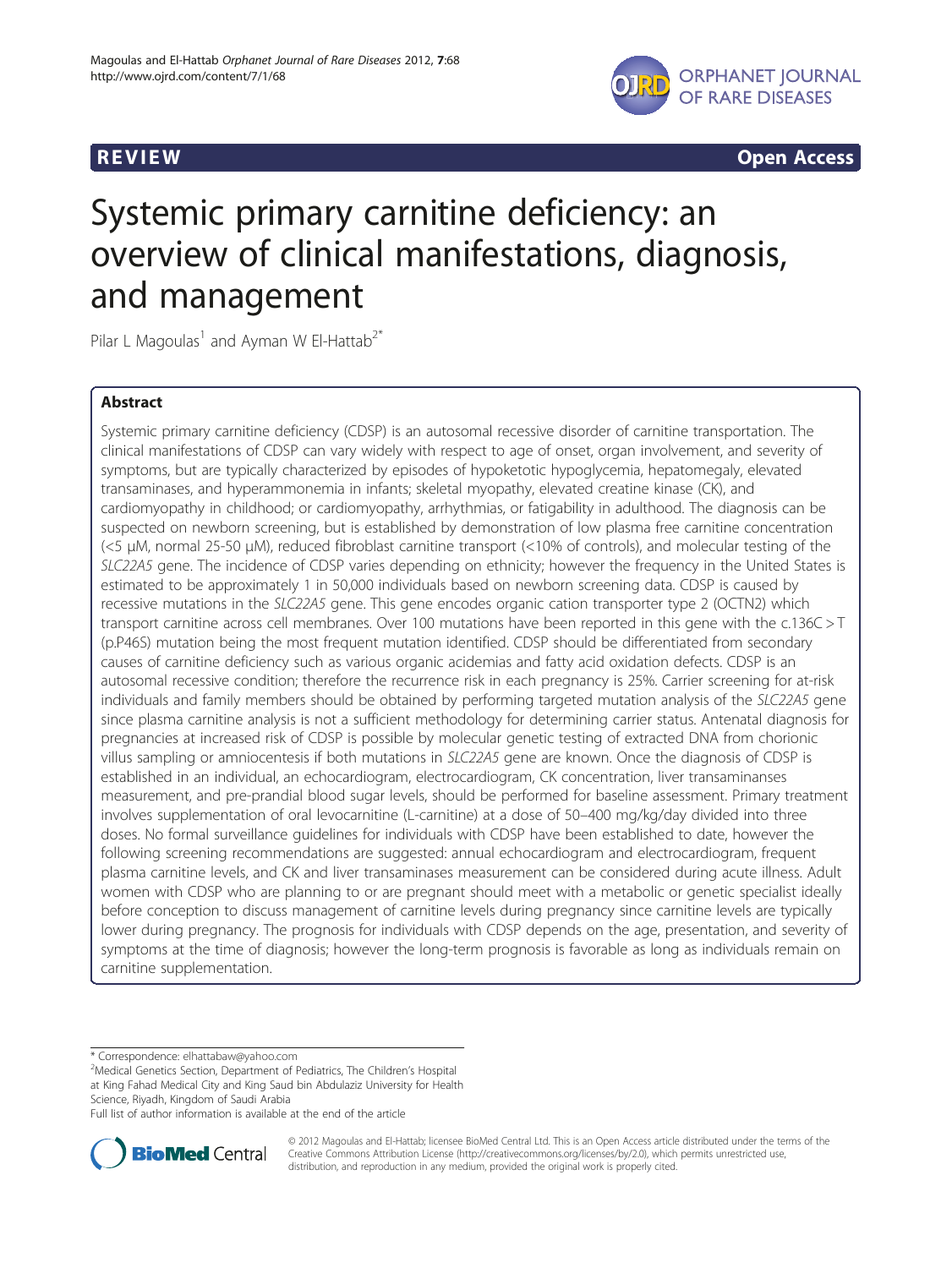**REVIEW** **Open Access**

# Systemic primary carnitine deficiency: an overview of clinical manifestations, diagnosis, and management

Pilar L Magoulas[1] and Ayman W El-Hattab[2*]

## Abstract

Systemic primary carnitine deficiency (CDSP) is an autosomal recessive disorder of carnitine transportation. The clinical manifestations of CDSP can vary widely with respect to age of onset, organ involvement, and severity of symptoms, but are typically characterized by episodes of hypoketotic hypoglycemia, hepatomegaly, elevated transaminases, and hyperammonemia in infants; skeletal myopathy, elevated creatine kinase (CK), and cardiomyopathy in childhood; or cardiomyopathy, arrhythmias, or fatigability in adulthood. The diagnosis can be suspected on newborn screening, but is established by demonstration of low plasma free carnitine concentration (<5 μM, normal 25-50 μM), reduced fibroblast carnitine transport (<10% of controls), and molecular testing of the *SLC22A5* gene. The incidence of CDSP varies depending on ethnicity; however the frequency in the United States is estimated to be approximately 1 in 50,000 individuals based on newborn screening data. CDSP is caused by recessive mutations in the *SLC22A5* gene. This gene encodes organic cation transporter type 2 (OCTN2) which transport carnitine across cell membranes. Over 100 mutations have been reported in this gene with the c.136C > T (p.P46S) mutation being the most frequent mutation identified. CDSP should be differentiated from secondary causes of carnitine deficiency such as various organic acidemias and fatty acid oxidation defects. CDSP is an autosomal recessive condition; therefore the recurrence risk in each pregnancy is 25%. Carrier screening for at-risk individuals and family members should be obtained by performing targeted mutation analysis of the *SLC22A5* gene since plasma carnitine analysis is not a sufficient methodology for determining carrier status. Antenatal diagnosis for pregnancies at increased risk of CDSP is possible by molecular genetic testing of extracted DNA from chorionic villus sampling or amniocentesis if both mutations in *SLC22A5* gene are known. Once the diagnosis of CDSP is established in an individual, an echocardiogram, electrocardiogram, CK concentration, liver transaminanses measurement, and pre-prandial blood sugar levels, should be performed for baseline assessment. Primary treatment involves supplementation of oral levocarnitine (L-carnitine) at a dose of 50–400 mg/kg/day divided into three doses. No formal surveillance guidelines for individuals with CDSP have been established to date, however the following screening recommendations are suggested: annual echocardiogram and electrocardiogram, frequent plasma carnitine levels, and CK and liver transaminases measurement can be considered during acute illness. Adult women with CDSP who are planning to or are pregnant should meet with a metabolic or genetic specialist ideally before conception to discuss management of carnitine levels during pregnancy since carnitine levels are typically lower during pregnancy. The prognosis for individuals with CDSP depends on the age, presentation, and severity of symptoms at the time of diagnosis; however the long-term prognosis is favorable as long as individuals remain on carnitine supplementation.

\* Correspondence: elhattabaw@yahoo.com
[2]Medical Genetics Section, Department of Pediatrics, The Children's Hospital at King Fahad Medical City and King Saud bin Abdulaziz University for Health Science, Riyadh, Kingdom of Saudi Arabia
Full list of author information is available at the end of the article

© 2012 Magoulas and El-Hattab; licensee BioMed Central Ltd. This is an Open Access article distributed under the terms of the Creative Commons Attribution License (http://creativecommons.org/licenses/by/2.0), which permits unrestricted use, distribution, and reproduction in any medium, provided the original work is properly cited.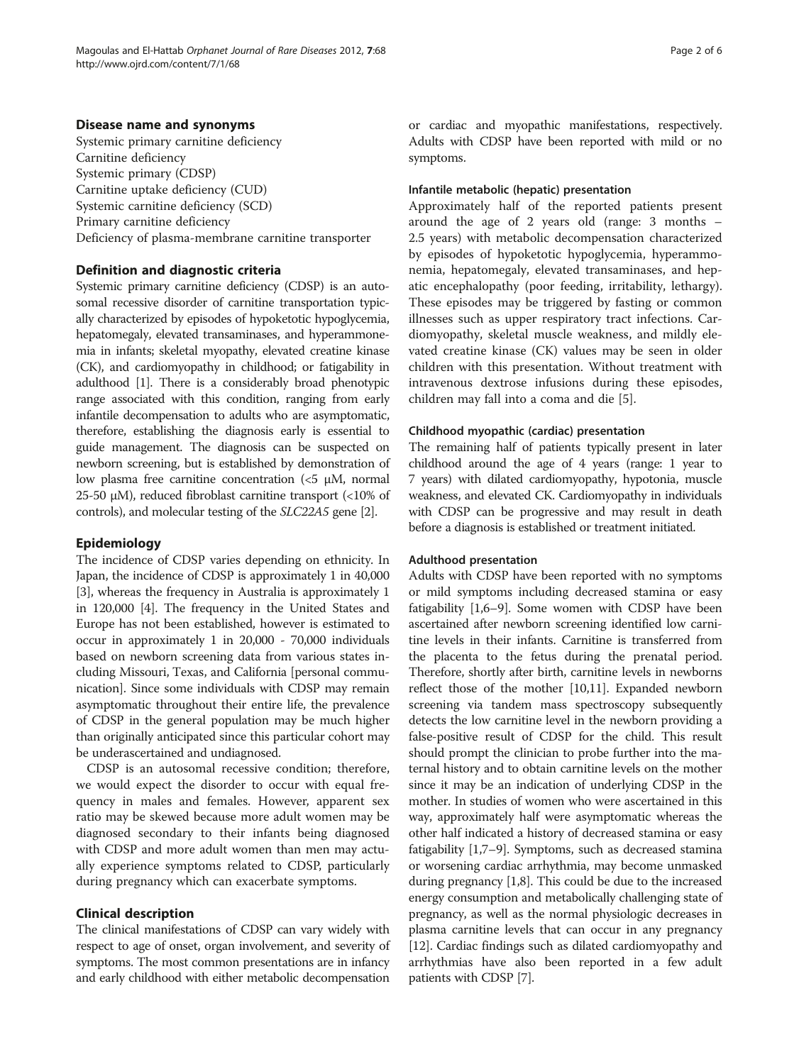## Disease name and synonyms

Systemic primary carnitine deficiency
Carnitine deficiency
Systemic primary (CDSP)
Carnitine uptake deficiency (CUD)
Systemic carnitine deficiency (SCD)
Primary carnitine deficiency
Deficiency of plasma-membrane carnitine transporter

## Definition and diagnostic criteria

Systemic primary carnitine deficiency (CDSP) is an autosomal recessive disorder of carnitine transportation typically characterized by episodes of hypoketotic hypoglycemia, hepatomegaly, elevated transaminases, and hyperammonemia in infants; skeletal myopathy, elevated creatine kinase (CK), and cardiomyopathy in childhood; or fatigability in adulthood [1]. There is a considerably broad phenotypic range associated with this condition, ranging from early infantile decompensation to adults who are asymptomatic, therefore, establishing the diagnosis early is essential to guide management. The diagnosis can be suspected on newborn screening, but is established by demonstration of low plasma free carnitine concentration (<5 μM, normal 25-50 μM), reduced fibroblast carnitine transport (<10% of controls), and molecular testing of the *SLC22A5* gene [2].

## Epidemiology

The incidence of CDSP varies depending on ethnicity. In Japan, the incidence of CDSP is approximately 1 in 40,000 [3], whereas the frequency in Australia is approximately 1 in 120,000 [4]. The frequency in the United States and Europe has not been established, however is estimated to occur in approximately 1 in 20,000 - 70,000 individuals based on newborn screening data from various states including Missouri, Texas, and California [personal communication]. Since some individuals with CDSP may remain asymptomatic throughout their entire life, the prevalence of CDSP in the general population may be much higher than originally anticipated since this particular cohort may be underascertained and undiagnosed.

CDSP is an autosomal recessive condition; therefore, we would expect the disorder to occur with equal frequency in males and females. However, apparent sex ratio may be skewed because more adult women may be diagnosed secondary to their infants being diagnosed with CDSP and more adult women than men may actually experience symptoms related to CDSP, particularly during pregnancy which can exacerbate symptoms.

## Clinical description

The clinical manifestations of CDSP can vary widely with respect to age of onset, organ involvement, and severity of symptoms. The most common presentations are in infancy and early childhood with either metabolic decompensation or cardiac and myopathic manifestations, respectively. Adults with CDSP have been reported with mild or no symptoms.

### Infantile metabolic (hepatic) presentation

Approximately half of the reported patients present around the age of 2 years old (range: 3 months – 2.5 years) with metabolic decompensation characterized by episodes of hypoketotic hypoglycemia, hyperammonemia, hepatomegaly, elevated transaminases, and hepatic encephalopathy (poor feeding, irritability, lethargy). These episodes may be triggered by fasting or common illnesses such as upper respiratory tract infections. Cardiomyopathy, skeletal muscle weakness, and mildly elevated creatine kinase (CK) values may be seen in older children with this presentation. Without treatment with intravenous dextrose infusions during these episodes, children may fall into a coma and die [5].

### Childhood myopathic (cardiac) presentation

The remaining half of patients typically present in later childhood around the age of 4 years (range: 1 year to 7 years) with dilated cardiomyopathy, hypotonia, muscle weakness, and elevated CK. Cardiomyopathy in individuals with CDSP can be progressive and may result in death before a diagnosis is established or treatment initiated.

### Adulthood presentation

Adults with CDSP have been reported with no symptoms or mild symptoms including decreased stamina or easy fatigability [1,6–9]. Some women with CDSP have been ascertained after newborn screening identified low carnitine levels in their infants. Carnitine is transferred from the placenta to the fetus during the prenatal period. Therefore, shortly after birth, carnitine levels in newborns reflect those of the mother [10,11]. Expanded newborn screening via tandem mass spectroscopy subsequently detects the low carnitine level in the newborn providing a false-positive result of CDSP for the child. This result should prompt the clinician to probe further into the maternal history and to obtain carnitine levels on the mother since it may be an indication of underlying CDSP in the mother. In studies of women who were ascertained in this way, approximately half were asymptomatic whereas the other half indicated a history of decreased stamina or easy fatigability [1,7–9]. Symptoms, such as decreased stamina or worsening cardiac arrhythmia, may become unmasked during pregnancy [1,8]. This could be due to the increased energy consumption and metabolically challenging state of pregnancy, as well as the normal physiologic decreases in plasma carnitine levels that can occur in any pregnancy [12]. Cardiac findings such as dilated cardiomyopathy and arrhythmias have also been reported in a few adult patients with CDSP [7].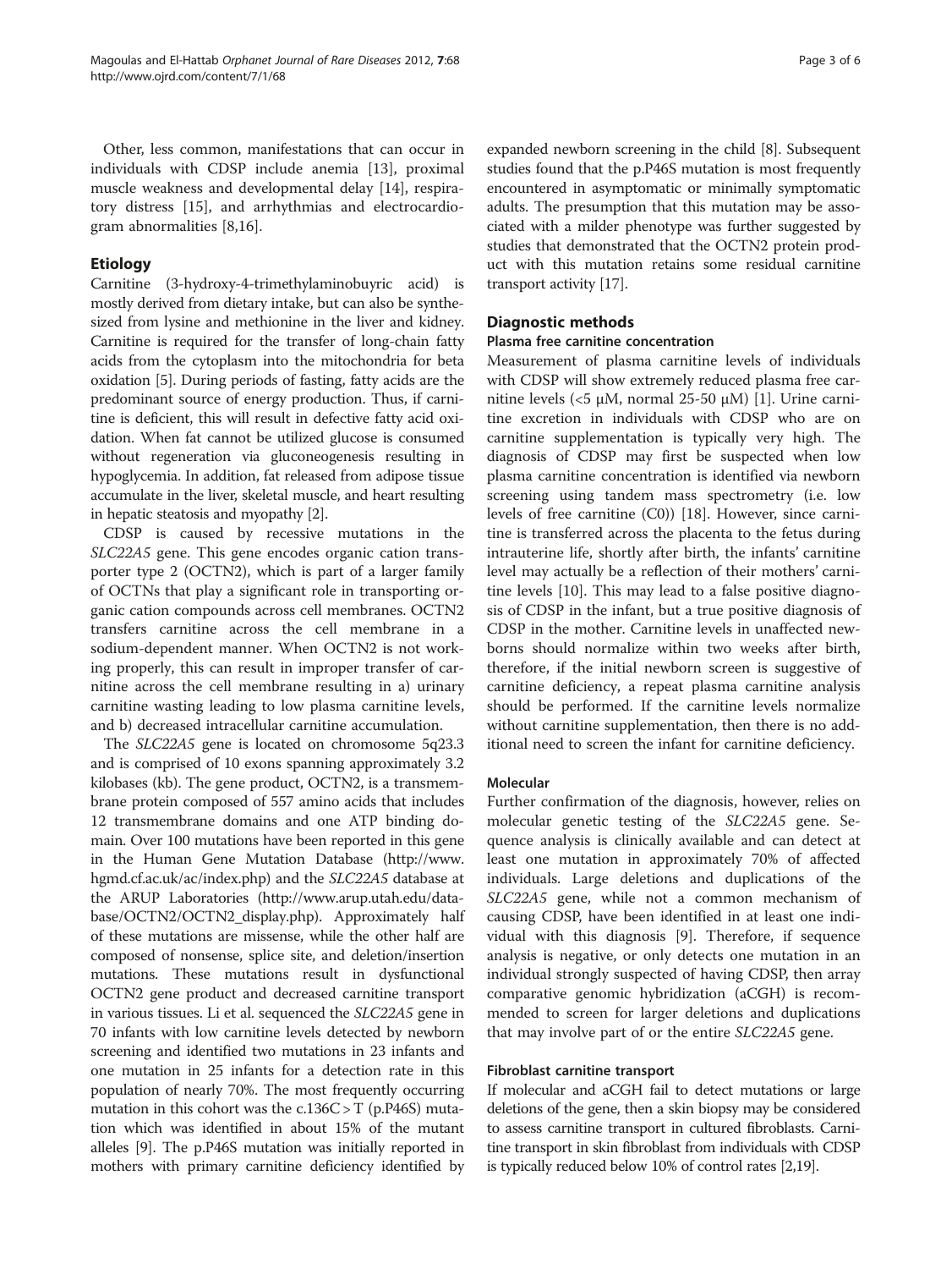Other, less common, manifestations that can occur in individuals with CDSP include anemia [13], proximal muscle weakness and developmental delay [14], respiratory distress [15], and arrhythmias and electrocardiogram abnormalities [8,16].

## Etiology

Carnitine (3-hydroxy-4-trimethylaminobuyric acid) is mostly derived from dietary intake, but can also be synthesized from lysine and methionine in the liver and kidney. Carnitine is required for the transfer of long-chain fatty acids from the cytoplasm into the mitochondria for beta oxidation [5]. During periods of fasting, fatty acids are the predominant source of energy production. Thus, if carnitine is deficient, this will result in defective fatty acid oxidation. When fat cannot be utilized glucose is consumed without regeneration via gluconeogenesis resulting in hypoglycemia. In addition, fat released from adipose tissue accumulate in the liver, skeletal muscle, and heart resulting in hepatic steatosis and myopathy [2].

CDSP is caused by recessive mutations in the *SLC22A5* gene. This gene encodes organic cation transporter type 2 (OCTN2), which is part of a larger family of OCTNs that play a significant role in transporting organic cation compounds across cell membranes. OCTN2 transfers carnitine across the cell membrane in a sodium-dependent manner. When OCTN2 is not working properly, this can result in improper transfer of carnitine across the cell membrane resulting in a) urinary carnitine wasting leading to low plasma carnitine levels, and b) decreased intracellular carnitine accumulation.

The *SLC22A5* gene is located on chromosome 5q23.3 and is comprised of 10 exons spanning approximately 3.2 kilobases (kb). The gene product, OCTN2, is a transmembrane protein composed of 557 amino acids that includes 12 transmembrane domains and one ATP binding domain. Over 100 mutations have been reported in this gene in the Human Gene Mutation Database (http://www.hgmd.cf.ac.uk/ac/index.php) and the *SLC22A5* database at the ARUP Laboratories (http://www.arup.utah.edu/database/OCTN2/OCTN2_display.php). Approximately half of these mutations are missense, while the other half are composed of nonsense, splice site, and deletion/insertion mutations. These mutations result in dysfunctional OCTN2 gene product and decreased carnitine transport in various tissues. Li et al. sequenced the *SLC22A5* gene in 70 infants with low carnitine levels detected by newborn screening and identified two mutations in 23 infants and one mutation in 25 infants for a detection rate in this population of nearly 70%. The most frequently occurring mutation in this cohort was the c.136C > T (p.P46S) mutation which was identified in about 15% of the mutant alleles [9]. The p.P46S mutation was initially reported in mothers with primary carnitine deficiency identified by expanded newborn screening in the child [8]. Subsequent studies found that the p.P46S mutation is most frequently encountered in asymptomatic or minimally symptomatic adults. The presumption that this mutation may be associated with a milder phenotype was further suggested by studies that demonstrated that the OCTN2 protein product with this mutation retains some residual carnitine transport activity [17].

## Diagnostic methods

### Plasma free carnitine concentration

Measurement of plasma carnitine levels of individuals with CDSP will show extremely reduced plasma free carnitine levels (<5 μM, normal 25-50 μM) [1]. Urine carnitine excretion in individuals with CDSP who are on carnitine supplementation is typically very high. The diagnosis of CDSP may first be suspected when low plasma carnitine concentration is identified via newborn screening using tandem mass spectrometry (i.e. low levels of free carnitine (C0)) [18]. However, since carnitine is transferred across the placenta to the fetus during intrauterine life, shortly after birth, the infants' carnitine level may actually be a reflection of their mothers' carnitine levels [10]. This may lead to a false positive diagnosis of CDSP in the infant, but a true positive diagnosis of CDSP in the mother. Carnitine levels in unaffected newborns should normalize within two weeks after birth, therefore, if the initial newborn screen is suggestive of carnitine deficiency, a repeat plasma carnitine analysis should be performed. If the carnitine levels normalize without carnitine supplementation, then there is no additional need to screen the infant for carnitine deficiency.

### Molecular

Further confirmation of the diagnosis, however, relies on molecular genetic testing of the *SLC22A5* gene. Sequence analysis is clinically available and can detect at least one mutation in approximately 70% of affected individuals. Large deletions and duplications of the *SLC22A5* gene, while not a common mechanism of causing CDSP, have been identified in at least one individual with this diagnosis [9]. Therefore, if sequence analysis is negative, or only detects one mutation in an individual strongly suspected of having CDSP, then array comparative genomic hybridization (aCGH) is recommended to screen for larger deletions and duplications that may involve part of or the entire *SLC22A5* gene.

### Fibroblast carnitine transport

If molecular and aCGH fail to detect mutations or large deletions of the gene, then a skin biopsy may be considered to assess carnitine transport in cultured fibroblasts. Carnitine transport in skin fibroblast from individuals with CDSP is typically reduced below 10% of control rates [2,19].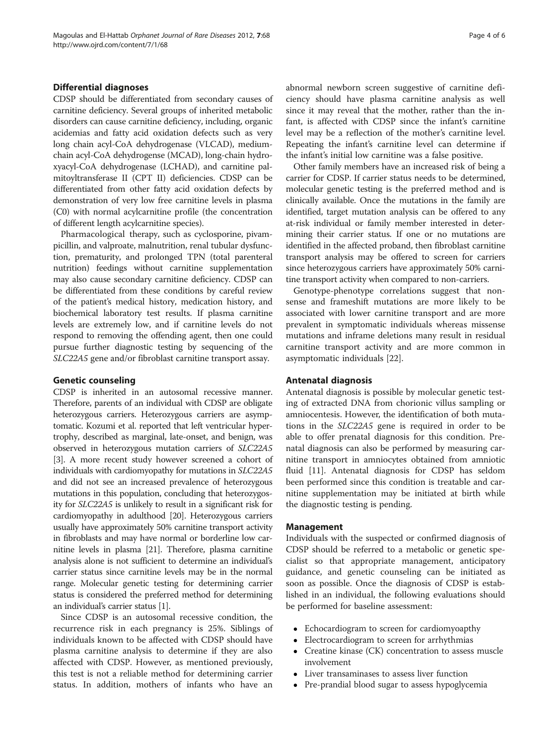## Differential diagnoses

CDSP should be differentiated from secondary causes of carnitine deficiency. Several groups of inherited metabolic disorders can cause carnitine deficiency, including, organic acidemias and fatty acid oxidation defects such as very long chain acyl-CoA dehydrogenase (VLCAD), medium-chain acyl-CoA dehydrogense (MCAD), long-chain hydroxyacyl-CoA dehydrogenase (LCHAD), and carnitine palmitoyltransferase II (CPT II) deficiencies. CDSP can be differentiated from other fatty acid oxidation defects by demonstration of very low free carnitine levels in plasma (C0) with normal acylcarnitine profile (the concentration of different length acylcarnitine species).

Pharmacological therapy, such as cyclosporine, pivampicillin, and valproate, malnutrition, renal tubular dysfunction, prematurity, and prolonged TPN (total parenteral nutrition) feedings without carnitine supplementation may also cause secondary carnitine deficiency. CDSP can be differentiated from these conditions by careful review of the patient's medical history, medication history, and biochemical laboratory test results. If plasma carnitine levels are extremely low, and if carnitine levels do not respond to removing the offending agent, then one could pursue further diagnostic testing by sequencing of the *SLC22A5* gene and/or fibroblast carnitine transport assay.

## Genetic counseling

CDSP is inherited in an autosomal recessive manner. Therefore, parents of an individual with CDSP are obligate heterozygous carriers. Heterozygous carriers are asymptomatic. Kozumi et al. reported that left ventricular hypertrophy, described as marginal, late-onset, and benign, was observed in heterozygous mutation carriers of *SLC22A5* [3]. A more recent study however screened a cohort of individuals with cardiomyopathy for mutations in *SLC22A5* and did not see an increased prevalence of heterozygous mutations in this population, concluding that heterozygosity for *SLC22A5* is unlikely to result in a significant risk for cardiomyopathy in adulthood [20]. Heterozygous carriers usually have approximately 50% carnitine transport activity in fibroblasts and may have normal or borderline low carnitine levels in plasma [21]. Therefore, plasma carnitine analysis alone is not sufficient to determine an individual's carrier status since carnitine levels may be in the normal range. Molecular genetic testing for determining carrier status is considered the preferred method for determining an individual's carrier status [1].

Since CDSP is an autosomal recessive condition, the recurrence risk in each pregnancy is 25%. Siblings of individuals known to be affected with CDSP should have plasma carnitine analysis to determine if they are also affected with CDSP. However, as mentioned previously, this test is not a reliable method for determining carrier status. In addition, mothers of infants who have an abnormal newborn screen suggestive of carnitine deficiency should have plasma carnitine analysis as well since it may reveal that the mother, rather than the infant, is affected with CDSP since the infant's carnitine level may be a reflection of the mother's carnitine level. Repeating the infant's carnitine level can determine if the infant's initial low carnitine was a false positive.

Other family members have an increased risk of being a carrier for CDSP. If carrier status needs to be determined, molecular genetic testing is the preferred method and is clinically available. Once the mutations in the family are identified, target mutation analysis can be offered to any at-risk individual or family member interested in determining their carrier status. If one or no mutations are identified in the affected proband, then fibroblast carnitine transport analysis may be offered to screen for carriers since heterozygous carriers have approximately 50% carnitine transport activity when compared to non-carriers.

Genotype-phenotype correlations suggest that nonsense and frameshift mutations are more likely to be associated with lower carnitine transport and are more prevalent in symptomatic individuals whereas missense mutations and inframe deletions many result in residual carnitine transport activity and are more common in asymptomatic individuals [22].

## Antenatal diagnosis

Antenatal diagnosis is possible by molecular genetic testing of extracted DNA from chorionic villus sampling or amniocentesis. However, the identification of both mutations in the *SLC22A5* gene is required in order to be able to offer prenatal diagnosis for this condition. Prenatal diagnosis can also be performed by measuring carnitine transport in amniocytes obtained from amniotic fluid [11]. Antenatal diagnosis for CDSP has seldom been performed since this condition is treatable and carnitine supplementation may be initiated at birth while the diagnostic testing is pending.

## Management

Individuals with the suspected or confirmed diagnosis of CDSP should be referred to a metabolic or genetic specialist so that appropriate management, anticipatory guidance, and genetic counseling can be initiated as soon as possible. Once the diagnosis of CDSP is established in an individual, the following evaluations should be performed for baseline assessment:

- Echocardiogram to screen for cardiomyoapthy
- Electrocardiogram to screen for arrhythmias
- Creatine kinase (CK) concentration to assess muscle involvement
- Liver transaminases to assess liver function
- Pre-prandial blood sugar to assess hypoglycemia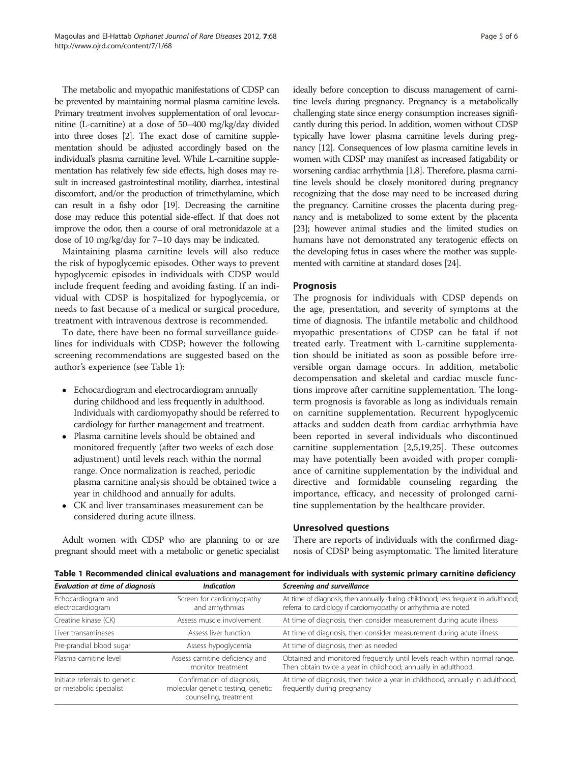The metabolic and myopathic manifestations of CDSP can be prevented by maintaining normal plasma carnitine levels. Primary treatment involves supplementation of oral levocarnitine (L-carnitine) at a dose of 50–400 mg/kg/day divided into three doses [2]. The exact dose of carnitine supplementation should be adjusted accordingly based on the individual's plasma carnitine level. While L-carnitine supplementation has relatively few side effects, high doses may result in increased gastrointestinal motility, diarrhea, intestinal discomfort, and/or the production of trimethylamine, which can result in a fishy odor [19]. Decreasing the carnitine dose may reduce this potential side-effect. If that does not improve the odor, then a course of oral metronidazole at a dose of 10 mg/kg/day for 7–10 days may be indicated.

Maintaining plasma carnitine levels will also reduce the risk of hypoglycemic episodes. Other ways to prevent hypoglycemic episodes in individuals with CDSP would include frequent feeding and avoiding fasting. If an individual with CDSP is hospitalized for hypoglycemia, or needs to fast because of a medical or surgical procedure, treatment with intravenous dextrose is recommended.

To date, there have been no formal surveillance guidelines for individuals with CDSP; however the following screening recommendations are suggested based on the author's experience (see Table 1):

- Echocardiogram and electrocardiogram annually during childhood and less frequently in adulthood. Individuals with cardiomyopathy should be referred to cardiology for further management and treatment.
- Plasma carnitine levels should be obtained and monitored frequently (after two weeks of each dose adjustment) until levels reach within the normal range. Once normalization is reached, periodic plasma carnitine analysis should be obtained twice a year in childhood and annually for adults.
- CK and liver transaminases measurement can be considered during acute illness.

Adult women with CDSP who are planning to or are pregnant should meet with a metabolic or genetic specialist ideally before conception to discuss management of carnitine levels during pregnancy. Pregnancy is a metabolically challenging state since energy consumption increases significantly during this period. In addition, women without CDSP typically have lower plasma carnitine levels during pregnancy [12]. Consequences of low plasma carnitine levels in women with CDSP may manifest as increased fatigability or worsening cardiac arrhythmia [1,8]. Therefore, plasma carnitine levels should be closely monitored during pregnancy recognizing that the dose may need to be increased during the pregnancy. Carnitine crosses the placenta during pregnancy and is metabolized to some extent by the placenta [23]; however animal studies and the limited studies on humans have not demonstrated any teratogenic effects on the developing fetus in cases where the mother was supplemented with carnitine at standard doses [24].

## Prognosis

The prognosis for individuals with CDSP depends on the age, presentation, and severity of symptoms at the time of diagnosis. The infantile metabolic and childhood myopathic presentations of CDSP can be fatal if not treated early. Treatment with L-carnitine supplementation should be initiated as soon as possible before irreversible organ damage occurs. In addition, metabolic decompensation and skeletal and cardiac muscle functions improve after carnitine supplementation. The long-term prognosis is favorable as long as individuals remain on carnitine supplementation. Recurrent hypoglycemic attacks and sudden death from cardiac arrhythmia have been reported in several individuals who discontinued carnitine supplementation [2,5,19,25]. These outcomes may have potentially been avoided with proper compliance of carnitine supplementation by the individual and directive and formidable counseling regarding the importance, efficacy, and necessity of prolonged carnitine supplementation by the healthcare provider.

## Unresolved questions

There are reports of individuals with the confirmed diagnosis of CDSP being asymptomatic. The limited literature

**Table 1 Recommended clinical evaluations and management for individuals with systemic primary carnitine deficiency**

| *Evaluation at time of diagnosis* | *Indication* | *Screening and surveillance* |
|---|---|---|
| Echocardiogram and electrocardiogram | Screen for cardiomyopathy and arrhythmias | At time of diagnosis, then annually during childhood; less frequent in adulthood; referral to cardiology if cardiomyopathy or arrhythmia are noted. |
| Creatine kinase (CK) | Assess muscle involvement | At time of diagnosis, then consider measurement during acute illness |
| Liver transaminases | Assess liver function | At time of diagnosis, then consider measurement during acute illness |
| Pre-prandial blood sugar | Assess hypoglycemia | At time of diagnosis, then as needed |
| Plasma carnitine level | Assess carnitine deficiency and monitor treatment | Obtained and monitored frequently until levels reach within normal range. Then obtain twice a year in childhood; annually in adulthood. |
| Initiate referrals to genetic or metabolic specialist | Confirmation of diagnosis, molecular genetic testing, genetic counseling, treatment | At time of diagnosis, then twice a year in childhood, annually in adulthood, frequently during pregnancy |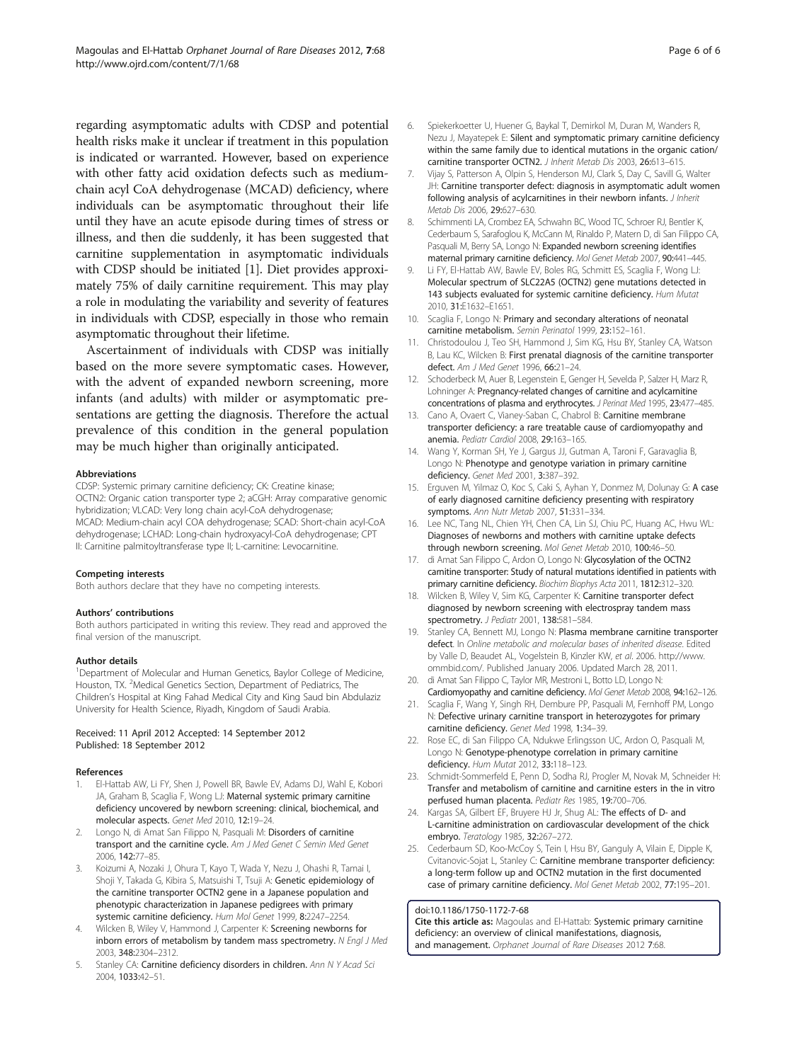regarding asymptomatic adults with CDSP and potential health risks make it unclear if treatment in this population is indicated or warranted. However, based on experience with other fatty acid oxidation defects such as medium-chain acyl CoA dehydrogenase (MCAD) deficiency, where individuals can be asymptomatic throughout their life until they have an acute episode during times of stress or illness, and then die suddenly, it has been suggested that carnitine supplementation in asymptomatic individuals with CDSP should be initiated [1]. Diet provides approximately 75% of daily carnitine requirement. This may play a role in modulating the variability and severity of features in individuals with CDSP, especially in those who remain asymptomatic throughout their lifetime.

Ascertainment of individuals with CDSP was initially based on the more severe symptomatic cases. However, with the advent of expanded newborn screening, more infants (and adults) with milder or asymptomatic presentations are getting the diagnosis. Therefore the actual prevalence of this condition in the general population may be much higher than originally anticipated.

#### Abbreviations

CDSP: Systemic primary carnitine deficiency; CK: Creatine kinase; OCTN2: Organic cation transporter type 2; aCGH: Array comparative genomic hybridization; VLCAD: Very long chain acyl-CoA dehydrogenase; MCAD: Medium-chain acyl COA dehydrogenase; SCAD: Short-chain acyl-CoA dehydrogenase; LCHAD: Long-chain hydroxyacyl-CoA dehydrogenase; CPT II: Carnitine palmitoyltransferase type II; L-carnitine: Levocarnitine.

#### Competing interests

Both authors declare that they have no competing interests.

#### Authors' contributions

Both authors participated in writing this review. They read and approved the final version of the manuscript.

#### Author details

[1]Department of Molecular and Human Genetics, Baylor College of Medicine, Houston, TX. [2]Medical Genetics Section, Department of Pediatrics, The Children's Hospital at King Fahad Medical City and King Saud bin Abdulaziz University for Health Science, Riyadh, Kingdom of Saudi Arabia.

Received: 11 April 2012 Accepted: 14 September 2012
Published: 18 September 2012

#### References

1. El-Hattab AW, Li FY, Shen J, Powell BR, Bawle EV, Adams DJ, Wahl E, Kobori JA, Graham B, Scaglia F, Wong LJ: **Maternal systemic primary carnitine deficiency uncovered by newborn screening: clinical, biochemical, and molecular aspects.** *Genet Med* 2010, **12:**19–24.
2. Longo N, di Amat San Filippo N, Pasquali M: **Disorders of carnitine transport and the carnitine cycle.** *Am J Med Genet C Semin Med Genet* 2006, **142:**77–85.
3. Koizumi A, Nozaki J, Ohura T, Kayo T, Wada Y, Nezu J, Ohashi R, Tamai I, Shoji Y, Takada G, Kibira S, Matsuishi T, Tsuji A: **Genetic epidemiology of the carnitine transporter OCTN2 gene in a Japanese population and phenotypic characterization in Japanese pedigrees with primary systemic carnitine deficiency.** *Hum Mol Genet* 1999, **8:**2247–2254.
4. Wilcken B, Wiley V, Hammond J, Carpenter K: **Screening newborns for inborn errors of metabolism by tandem mass spectrometry.** *N Engl J Med* 2003, **348:**2304–2312.
5. Stanley CA: **Carnitine deficiency disorders in children.** *Ann N Y Acad Sci* 2004, **1033:**42–51.
6. Spiekerkoetter U, Huener G, Baykal T, Demirkol M, Duran M, Wanders R, Nezu J, Mayatepek E: **Silent and symptomatic primary carnitine deficiency within the same family due to identical mutations in the organic cation/carnitine transporter OCTN2.** *J Inherit Metab Dis* 2003, **26:**613–615.
7. Vijay S, Patterson A, Olpin S, Henderson MJ, Clark S, Day C, Savill G, Walter JH: **Carnitine transporter defect: diagnosis in asymptomatic adult women following analysis of acylcarnitines in their newborn infants.** *J Inherit Metab Dis* 2006, **29:**627–630.
8. Schimmenti LA, Crombez EA, Schwahn BC, Wood TC, Schroer RJ, Bentler K, Cederbaum S, Sarafoglou K, McCann M, Rinaldo P, Matern D, di San Filippo CA, Pasquali M, Berry SA, Longo N: **Expanded newborn screening identifies maternal primary carnitine deficiency.** *Mol Genet Metab* 2007, **90:**441–445.
9. Li FY, El-Hattab AW, Bawle EV, Boles RG, Schmitt ES, Scaglia F, Wong LJ: **Molecular spectrum of SLC22A5 (OCTN2) gene mutations detected in 143 subjects evaluated for systemic carnitine deficiency.** *Hum Mutat* 2010, **31:**E1632–E1651.
10. Scaglia F, Longo N: **Primary and secondary alterations of neonatal carnitine metabolism.** *Semin Perinatol* 1999, **23:**152–161.
11. Christodoulou J, Teo SH, Hammond J, Sim KG, Hsu BY, Stanley CA, Watson B, Lau KC, Wilcken B: **First prenatal diagnosis of the carnitine transporter defect.** *Am J Med Genet* 1996, **66:**21–24.
12. Schoderbeck M, Auer B, Legenstein E, Genger H, Sevelda P, Salzer H, Marz R, Lohninger A: **Pregnancy-related changes of carnitine and acylcarnitine concentrations of plasma and erythrocytes.** *J Perinat Med* 1995, **23:**477–485.
13. Cano A, Ovaert C, Vianey-Saban C, Chabrol B: **Carnitine membrane transporter deficiency: a rare treatable cause of cardiomyopathy and anemia.** *Pediatr Cardiol* 2008, **29:**163–165.
14. Wang Y, Korman SH, Ye J, Gargus JJ, Gutman A, Taroni F, Garavaglia B, Longo N: **Phenotype and genotype variation in primary carnitine deficiency.** *Genet Med* 2001, **3:**387–392.
15. Erguven M, Yilmaz O, Koc S, Caki S, Ayhan Y, Donmez M, Dolunay G: **A case of early diagnosed carnitine deficiency presenting with respiratory symptoms.** *Ann Nutr Metab* 2007, **51:**331–334.
16. Lee NC, Tang NL, Chien YH, Chen CA, Lin SJ, Chiu PC, Huang AC, Hwu WL: **Diagnoses of newborns and mothers with carnitine uptake defects through newborn screening.** *Mol Genet Metab* 2010, **100:**46–50.
17. di Amat San Filippo C, Ardon O, Longo N: **Glycosylation of the OCTN2 carnitine transporter: Study of natural mutations identified in patients with primary carnitine deficiency.** *Biochim Biophys Acta* 2011, **1812:**312–320.
18. Wilcken B, Wiley V, Sim KG, Carpenter K: **Carnitine transporter defect diagnosed by newborn screening with electrospray tandem mass spectrometry.** *J Pediatr* 2001, **138:**581–584.
19. Stanley CA, Bennett MJ, Longo N: **Plasma membrane carnitine transporter defect.** In *Online metabolic and molecular bases of inherited disease.* Edited by Valle D, Beaudet AL, Vogelstein B, Kinzler KW, *et al.* 2006. http://www.ommbid.com/. Published January 2006. Updated March 28, 2011.
20. di Amat San Filippo C, Taylor MR, Mestroni L, Botto LD, Longo N: **Cardiomyopathy and carnitine deficiency.** *Mol Genet Metab* 2008, **94:**162–126.
21. Scaglia F, Wang Y, Singh RH, Dembure PP, Pasquali M, Fernhoff PM, Longo N: **Defective urinary carnitine transport in heterozygotes for primary carnitine deficiency.** *Genet Med* 1998, **1:**34–39.
22. Rose EC, di San Filippo CA, Ndukwe Erlingsson UC, Ardon O, Pasquali M, Longo N: **Genotype-phenotype correlation in primary carnitine deficiency.** *Hum Mutat* 2012, **33:**118–123.
23. Schmidt-Sommerfeld E, Penn D, Sodha RJ, Progler M, Novak M, Schneider H: **Transfer and metabolism of carnitine and carnitine esters in the in vitro perfused human placenta.** *Pediatr Res* 1985, **19:**700–706.
24. Kargas SA, Gilbert EF, Bruyere HJ Jr, Shug AL: **The effects of D- and L-carnitine administration on cardiovascular development of the chick embryo.** *Teratology* 1985, **32:**267–272.
25. Cederbaum SD, Koo-McCoy S, Tein I, Hsu BY, Ganguly A, Vilain E, Dipple K, Cvitanovic-Sojat L, Stanley C: **Carnitine membrane transporter deficiency: a long-term follow up and OCTN2 mutation in the first documented case of primary carnitine deficiency.** *Mol Genet Metab* 2002, **77:**195–201.

doi:10.1186/1750-1172-7-68

**Cite this article as:** Magoulas and El-Hattab: Systemic primary carnitine deficiency: an overview of clinical manifestations, diagnosis, and management. *Orphanet Journal of Rare Diseases* 2012 **7**:68.